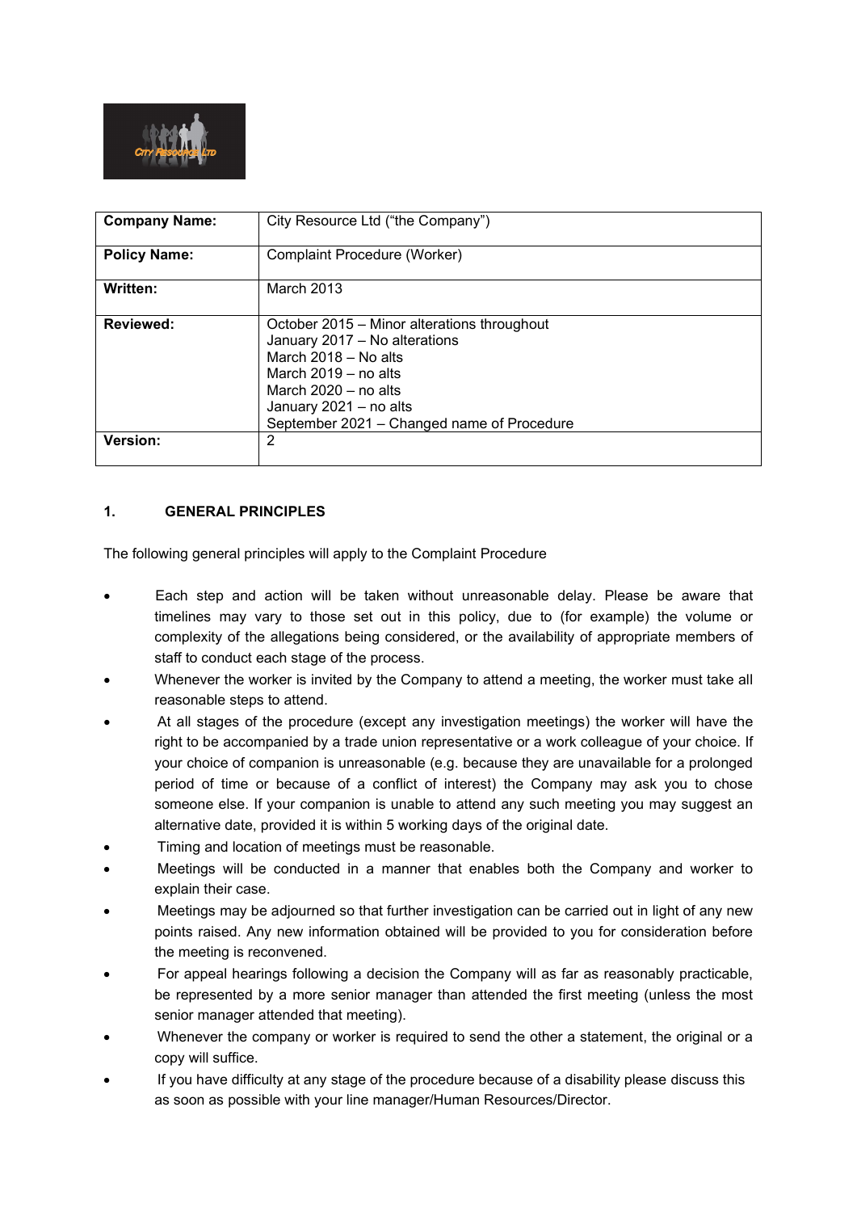| Company Name: | City Resource Ltd ("the Company") |
|---|---|
| Policy Name: | Complaint Procedure (Worker) |
| Written: | March 2013 |
| Reviewed: | October 2015 – Minor alterations throughout<br>January 2017 – No alterations<br>March 2018 – No alts<br>March 2019 – no alts<br>March 2020 – no alts<br>January 2021 – no alts<br>September 2021 – Changed name of Procedure |
| Version: | 2 |

## 1. GENERAL PRINCIPLES

The following general principles will apply to the Complaint Procedure

- Each step and action will be taken without unreasonable delay. Please be aware that timelines may vary to those set out in this policy, due to (for example) the volume or complexity of the allegations being considered, or the availability of appropriate members of staff to conduct each stage of the process.
- Whenever the worker is invited by the Company to attend a meeting, the worker must take all reasonable steps to attend.
- At all stages of the procedure (except any investigation meetings) the worker will have the right to be accompanied by a trade union representative or a work colleague of your choice. If your choice of companion is unreasonable (e.g. because they are unavailable for a prolonged period of time or because of a conflict of interest) the Company may ask you to chose someone else. If your companion is unable to attend any such meeting you may suggest an alternative date, provided it is within 5 working days of the original date.
- Timing and location of meetings must be reasonable.
- Meetings will be conducted in a manner that enables both the Company and worker to explain their case.
- Meetings may be adjourned so that further investigation can be carried out in light of any new points raised. Any new information obtained will be provided to you for consideration before the meeting is reconvened.
- For appeal hearings following a decision the Company will as far as reasonably practicable, be represented by a more senior manager than attended the first meeting (unless the most senior manager attended that meeting).
- Whenever the company or worker is required to send the other a statement, the original or a copy will suffice.
- If you have difficulty at any stage of the procedure because of a disability please discuss this as soon as possible with your line manager/Human Resources/Director.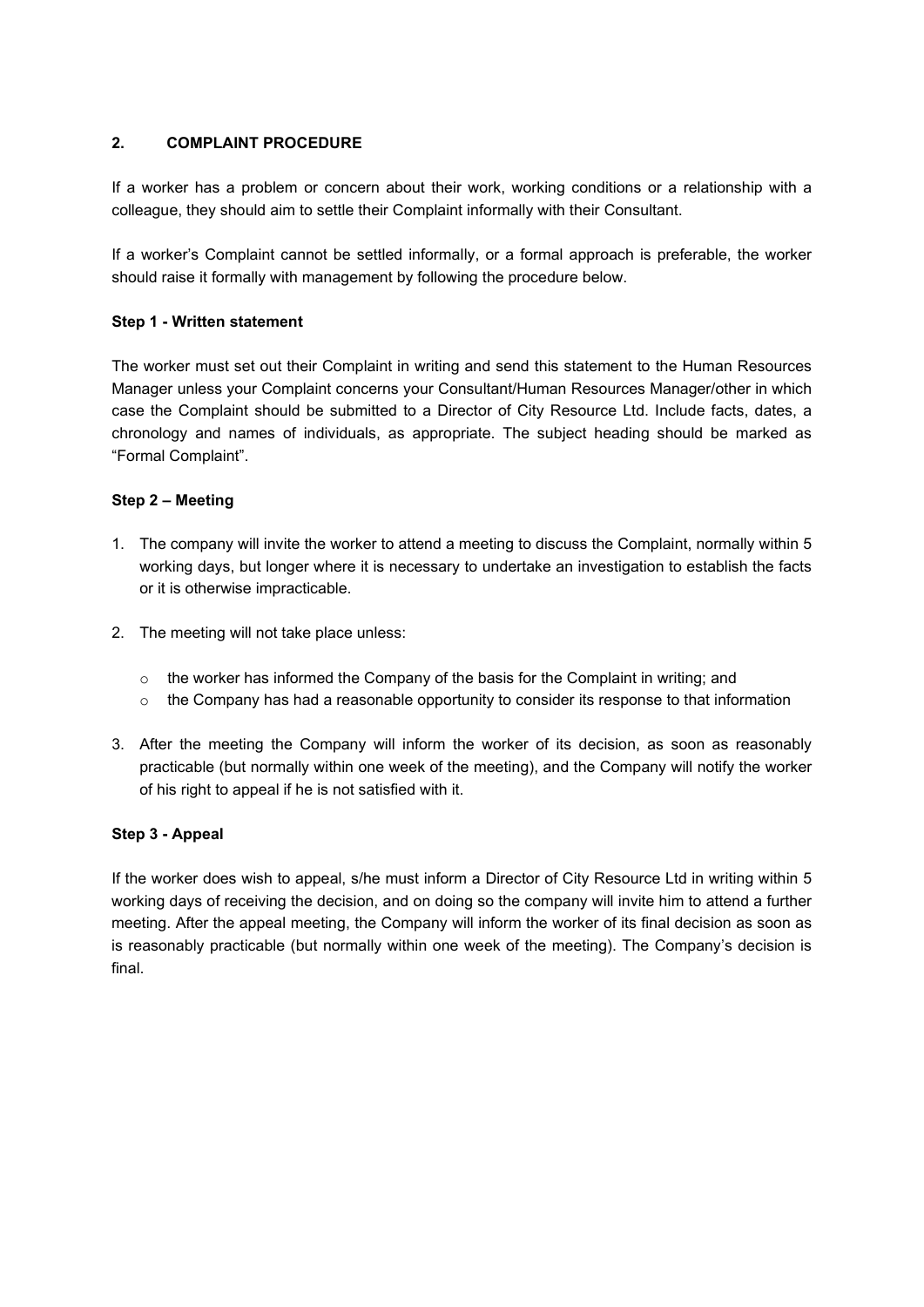## 2. COMPLAINT PROCEDURE

If a worker has a problem or concern about their work, working conditions or a relationship with a colleague, they should aim to settle their Complaint informally with their Consultant.

If a worker's Complaint cannot be settled informally, or a formal approach is preferable, the worker should raise it formally with management by following the procedure below.

### Step 1 - Written statement

The worker must set out their Complaint in writing and send this statement to the Human Resources Manager unless your Complaint concerns your Consultant/Human Resources Manager/other in which case the Complaint should be submitted to a Director of City Resource Ltd. Include facts, dates, a chronology and names of individuals, as appropriate. The subject heading should be marked as "Formal Complaint".

### Step 2 – Meeting

1. The company will invite the worker to attend a meeting to discuss the Complaint, normally within 5 working days, but longer where it is necessary to undertake an investigation to establish the facts or it is otherwise impracticable.
2. The meeting will not take place unless:
   - the worker has informed the Company of the basis for the Complaint in writing; and
   - the Company has had a reasonable opportunity to consider its response to that information
3. After the meeting the Company will inform the worker of its decision, as soon as reasonably practicable (but normally within one week of the meeting), and the Company will notify the worker of his right to appeal if he is not satisfied with it.

### Step 3 - Appeal

If the worker does wish to appeal, s/he must inform a Director of City Resource Ltd in writing within 5 working days of receiving the decision, and on doing so the company will invite him to attend a further meeting. After the appeal meeting, the Company will inform the worker of its final decision as soon as is reasonably practicable (but normally within one week of the meeting). The Company's decision is final.